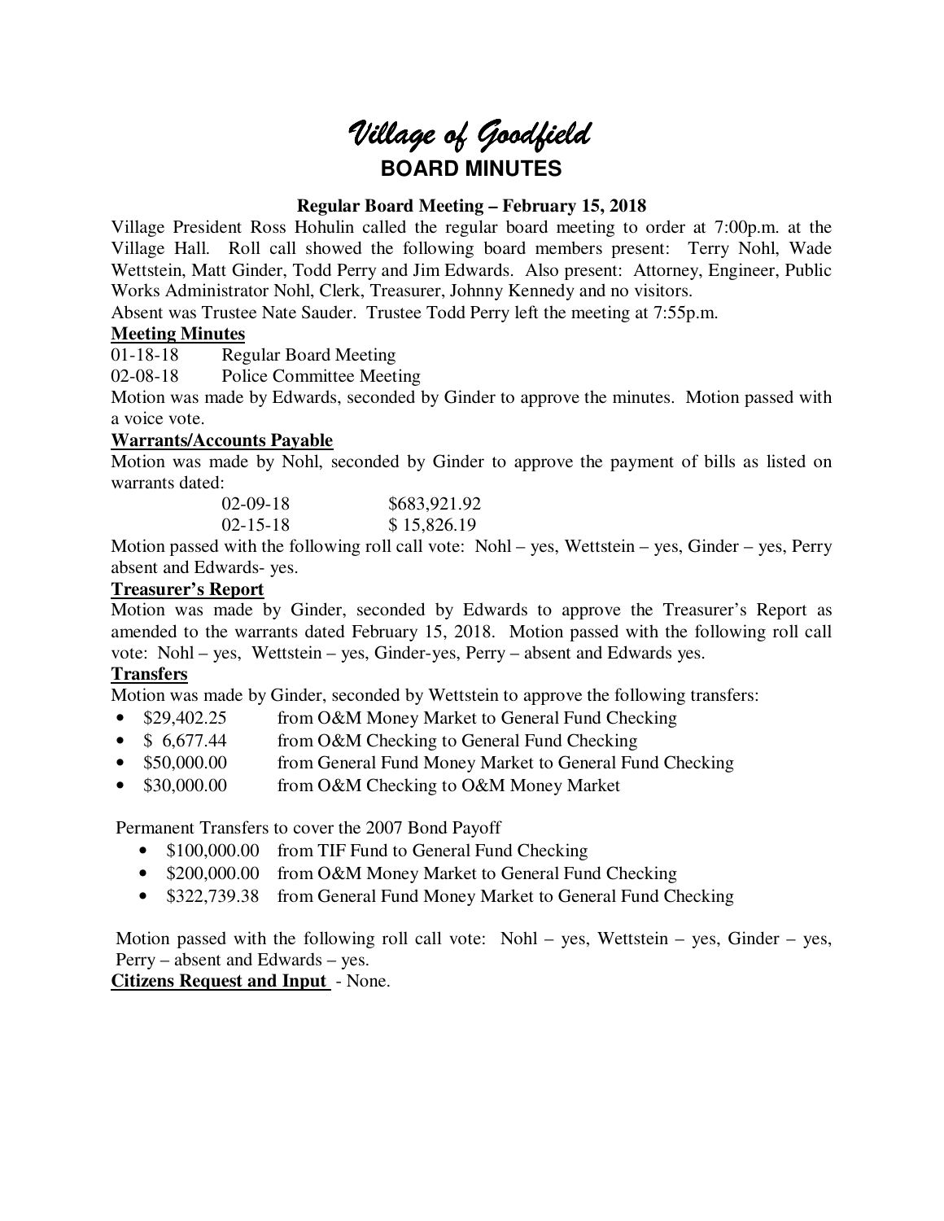# *Village of Goodfield*

## BOARD MINUTES

**Regular Board Meeting – February 15, 2018**

Village President Ross Hohulin called the regular board meeting to order at 7:00p.m. at the Village Hall. Roll call showed the following board members present: Terry Nohl, Wade Wettstein, Matt Ginder, Todd Perry and Jim Edwards. Also present: Attorney, Engineer, Public Works Administrator Nohl, Clerk, Treasurer, Johnny Kennedy and no visitors.

Absent was Trustee Nate Sauder. Trustee Todd Perry left the meeting at 7:55p.m.

**Meeting Minutes**

01-18-18 Regular Board Meeting

02-08-18 Police Committee Meeting

Motion was made by Edwards, seconded by Ginder to approve the minutes. Motion passed with a voice vote.

**Warrants/Accounts Payable**

Motion was made by Nohl, seconded by Ginder to approve the payment of bills as listed on warrants dated:

| | |
|---|---|
| 02-09-18 | $683,921.92 |
| 02-15-18 | $ 15,826.19 |

Motion passed with the following roll call vote: Nohl – yes, Wettstein – yes, Ginder – yes, Perry absent and Edwards- yes.

**Treasurer's Report**

Motion was made by Ginder, seconded by Edwards to approve the Treasurer's Report as amended to the warrants dated February 15, 2018. Motion passed with the following roll call vote: Nohl – yes, Wettstein – yes, Ginder-yes, Perry – absent and Edwards yes.

**Transfers**

Motion was made by Ginder, seconded by Wettstein to approve the following transfers:

- $29,402.25 from O&M Money Market to General Fund Checking
- $ 6,677.44 from O&M Checking to General Fund Checking
- $50,000.00 from General Fund Money Market to General Fund Checking
- $30,000.00 from O&M Checking to O&M Money Market

Permanent Transfers to cover the 2007 Bond Payoff

- $100,000.00 from TIF Fund to General Fund Checking
- $200,000.00 from O&M Money Market to General Fund Checking
- $322,739.38 from General Fund Money Market to General Fund Checking

Motion passed with the following roll call vote: Nohl – yes, Wettstein – yes, Ginder – yes, Perry – absent and Edwards – yes.

**Citizens Request and Input** - None.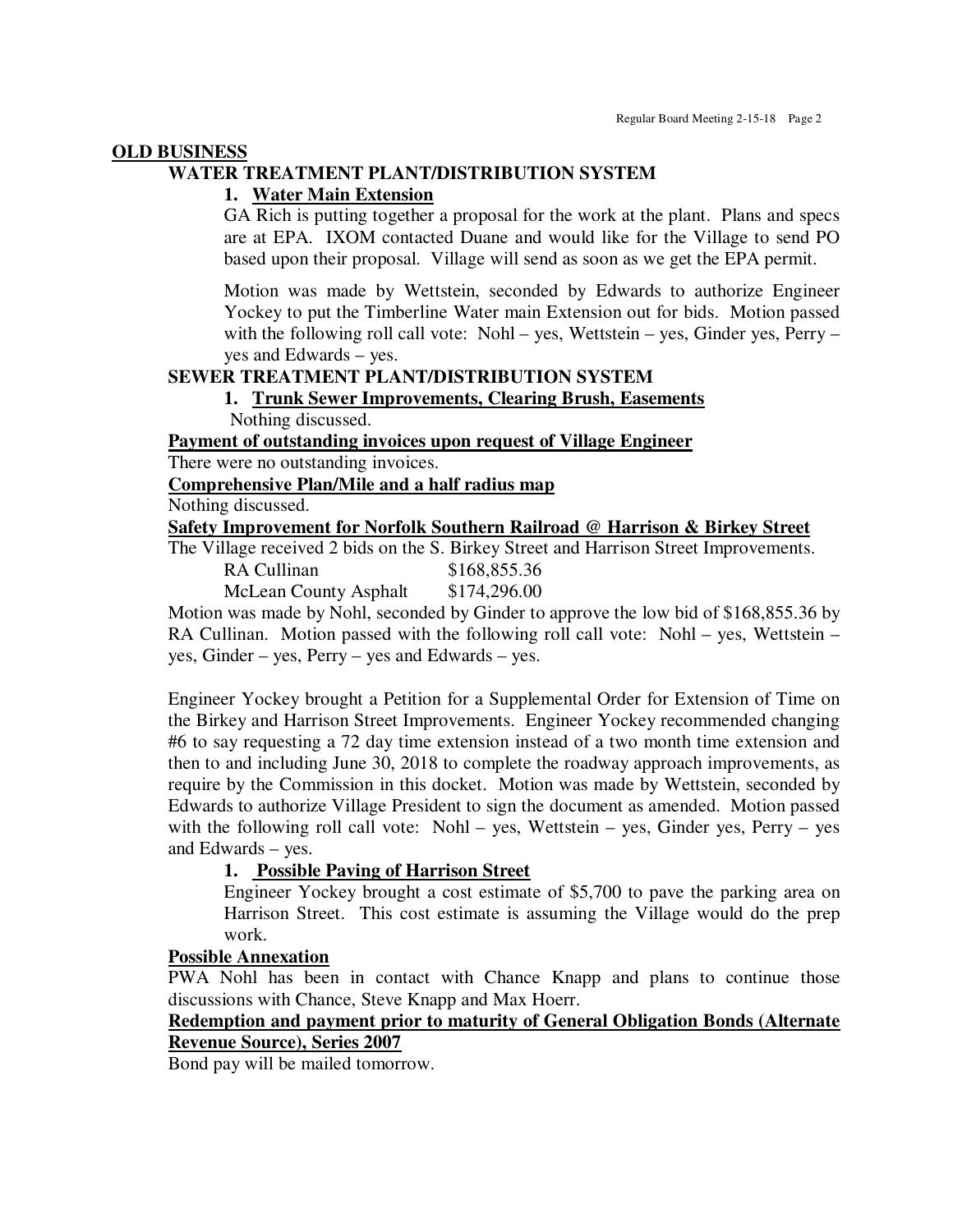## OLD BUSINESS

### WATER TREATMENT PLANT/DISTRIBUTION SYSTEM

1. **Water Main Extension**

   GA Rich is putting together a proposal for the work at the plant. Plans and specs are at EPA. IXOM contacted Duane and would like for the Village to send PO based upon their proposal. Village will send as soon as we get the EPA permit.

   Motion was made by Wettstein, seconded by Edwards to authorize Engineer Yockey to put the Timberline Water main Extension out for bids. Motion passed with the following roll call vote: Nohl – yes, Wettstein – yes, Ginder yes, Perry – yes and Edwards – yes.

### SEWER TREATMENT PLANT/DISTRIBUTION SYSTEM

1. **Trunk Sewer Improvements, Clearing Brush, Easements**

   Nothing discussed.

**Payment of outstanding invoices upon request of Village Engineer**

There were no outstanding invoices.

**Comprehensive Plan/Mile and a half radius map**

Nothing discussed.

**Safety Improvement for Norfolk Southern Railroad @ Harrison & Birkey Street**

The Village received 2 bids on the S. Birkey Street and Harrison Street Improvements.

| | |
|---|---|
| RA Cullinan | $168,855.36 |
| McLean County Asphalt | $174,296.00 |

Motion was made by Nohl, seconded by Ginder to approve the low bid of $168,855.36 by RA Cullinan. Motion passed with the following roll call vote: Nohl – yes, Wettstein – yes, Ginder – yes, Perry – yes and Edwards – yes.

Engineer Yockey brought a Petition for a Supplemental Order for Extension of Time on the Birkey and Harrison Street Improvements. Engineer Yockey recommended changing #6 to say requesting a 72 day time extension instead of a two month time extension and then to and including June 30, 2018 to complete the roadway approach improvements, as require by the Commission in this docket. Motion was made by Wettstein, seconded by Edwards to authorize Village President to sign the document as amended. Motion passed with the following roll call vote: Nohl – yes, Wettstein – yes, Ginder yes, Perry – yes and Edwards – yes.

1. **Possible Paving of Harrison Street**

   Engineer Yockey brought a cost estimate of $5,700 to pave the parking area on Harrison Street. This cost estimate is assuming the Village would do the prep work.

**Possible Annexation**

PWA Nohl has been in contact with Chance Knapp and plans to continue those discussions with Chance, Steve Knapp and Max Hoerr.

**Redemption and payment prior to maturity of General Obligation Bonds (Alternate Revenue Source), Series 2007**

Bond pay will be mailed tomorrow.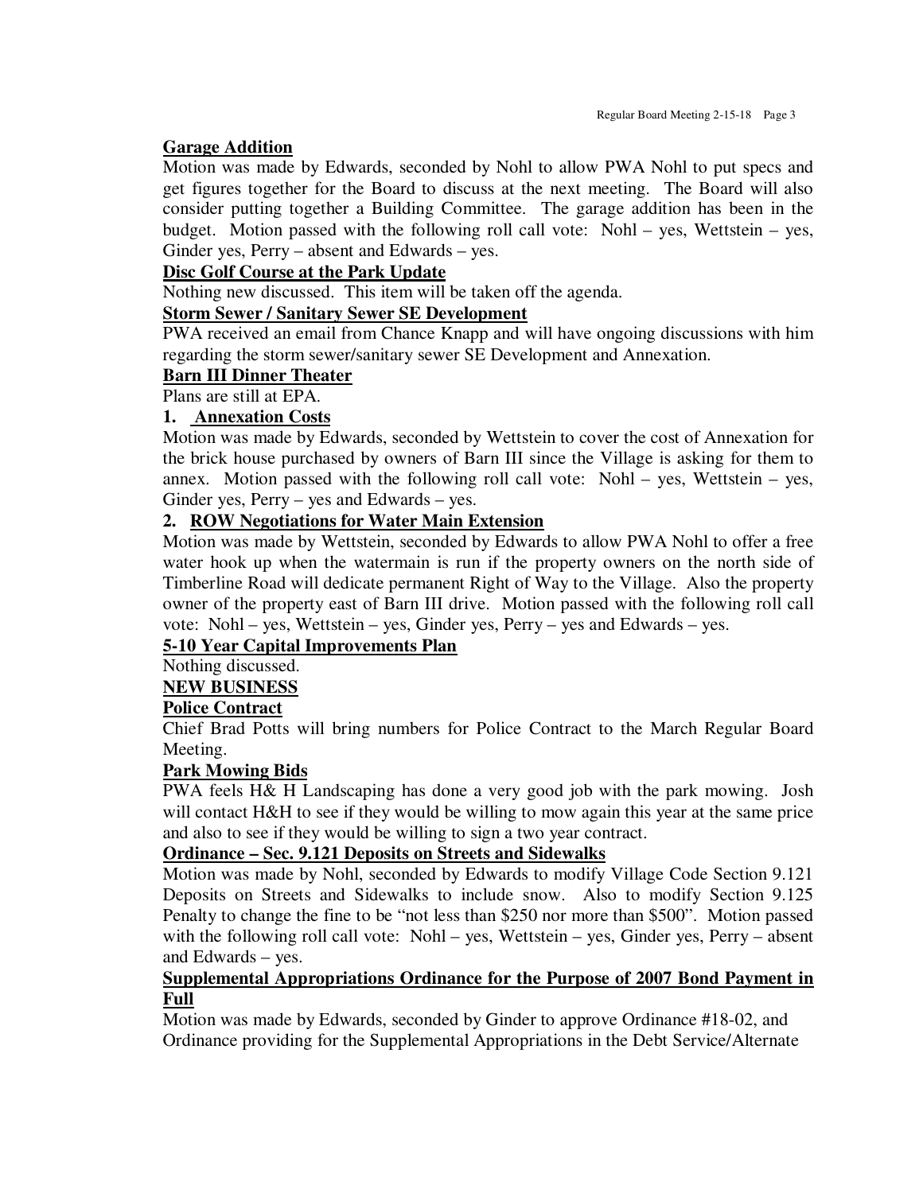**Garage Addition**

Motion was made by Edwards, seconded by Nohl to allow PWA Nohl to put specs and get figures together for the Board to discuss at the next meeting. The Board will also consider putting together a Building Committee. The garage addition has been in the budget. Motion passed with the following roll call vote: Nohl – yes, Wettstein – yes, Ginder yes, Perry – absent and Edwards – yes.

**Disc Golf Course at the Park Update**

Nothing new discussed. This item will be taken off the agenda.

**Storm Sewer / Sanitary Sewer SE Development**

PWA received an email from Chance Knapp and will have ongoing discussions with him regarding the storm sewer/sanitary sewer SE Development and Annexation.

**Barn III Dinner Theater**

Plans are still at EPA.

**1. Annexation Costs**

Motion was made by Edwards, seconded by Wettstein to cover the cost of Annexation for the brick house purchased by owners of Barn III since the Village is asking for them to annex. Motion passed with the following roll call vote: Nohl – yes, Wettstein – yes, Ginder yes, Perry – yes and Edwards – yes.

**2. ROW Negotiations for Water Main Extension**

Motion was made by Wettstein, seconded by Edwards to allow PWA Nohl to offer a free water hook up when the watermain is run if the property owners on the north side of Timberline Road will dedicate permanent Right of Way to the Village. Also the property owner of the property east of Barn III drive. Motion passed with the following roll call vote: Nohl – yes, Wettstein – yes, Ginder yes, Perry – yes and Edwards – yes.

**5-10 Year Capital Improvements Plan**

Nothing discussed.

**NEW BUSINESS**

**Police Contract**

Chief Brad Potts will bring numbers for Police Contract to the March Regular Board Meeting.

**Park Mowing Bids**

PWA feels H& H Landscaping has done a very good job with the park mowing. Josh will contact H&H to see if they would be willing to mow again this year at the same price and also to see if they would be willing to sign a two year contract.

**Ordinance – Sec. 9.121 Deposits on Streets and Sidewalks**

Motion was made by Nohl, seconded by Edwards to modify Village Code Section 9.121 Deposits on Streets and Sidewalks to include snow. Also to modify Section 9.125 Penalty to change the fine to be "not less than $250 nor more than $500". Motion passed with the following roll call vote: Nohl – yes, Wettstein – yes, Ginder yes, Perry – absent and Edwards – yes.

**Supplemental Appropriations Ordinance for the Purpose of 2007 Bond Payment in Full**

Motion was made by Edwards, seconded by Ginder to approve Ordinance #18-02, and Ordinance providing for the Supplemental Appropriations in the Debt Service/Alternate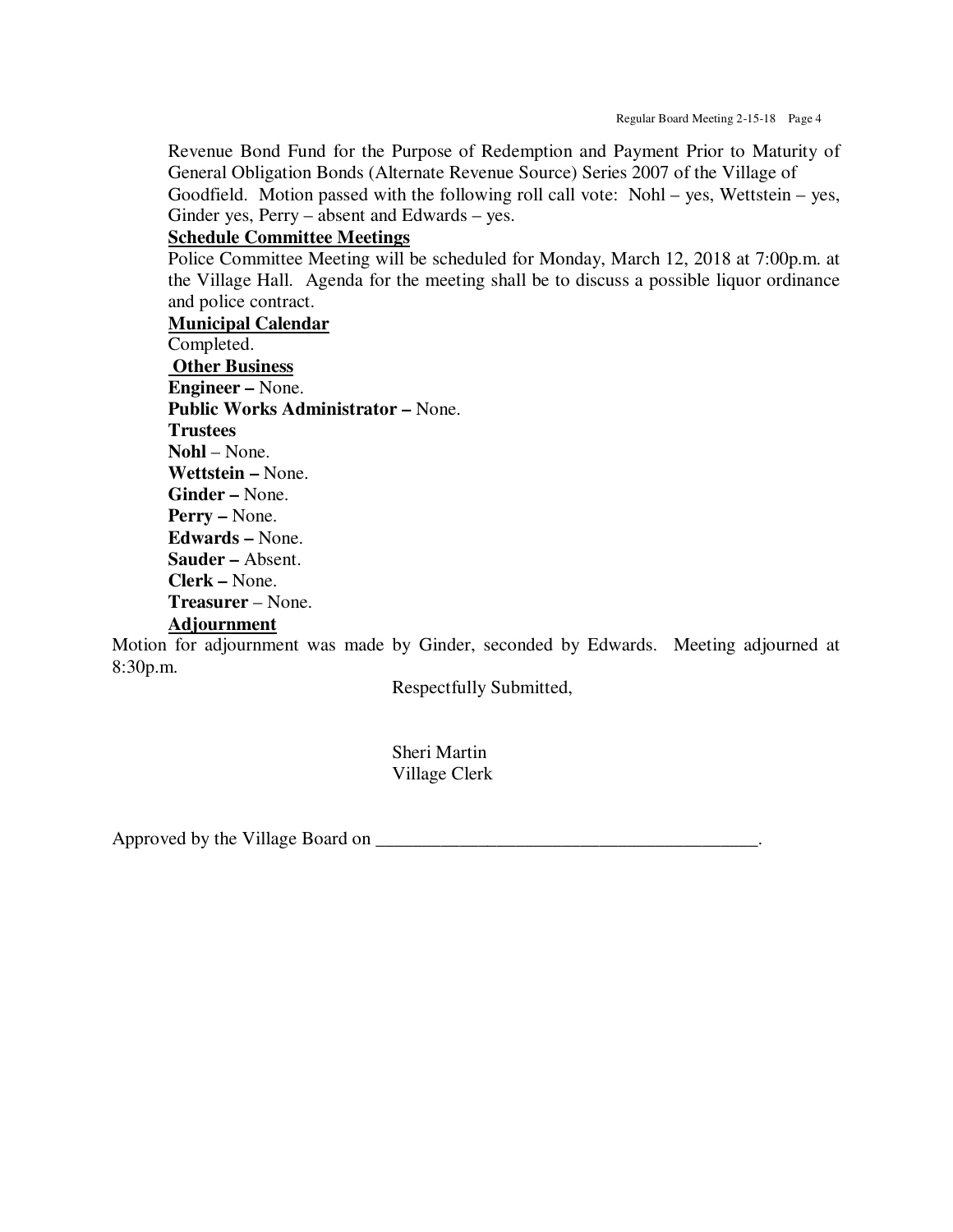Revenue Bond Fund for the Purpose of Redemption and Payment Prior to Maturity of General Obligation Bonds (Alternate Revenue Source) Series 2007 of the Village of Goodfield. Motion passed with the following roll call vote: Nohl – yes, Wettstein – yes, Ginder yes, Perry – absent and Edwards – yes.

**Schedule Committee Meetings**

Police Committee Meeting will be scheduled for Monday, March 12, 2018 at 7:00p.m. at the Village Hall. Agenda for the meeting shall be to discuss a possible liquor ordinance and police contract.

**Municipal Calendar**

Completed.

**Other Business**

**Engineer –** None.

**Public Works Administrator –** None.

**Trustees**

**Nohl** – None.

**Wettstein –** None.

**Ginder –** None.

**Perry –** None.

**Edwards –** None.

**Sauder –** Absent.

**Clerk –** None.

**Treasurer** – None.

**Adjournment**

Motion for adjournment was made by Ginder, seconded by Edwards. Meeting adjourned at 8:30p.m.

Respectfully Submitted,

Sheri Martin
Village Clerk

Approved by the Village Board on ___________________________________________.